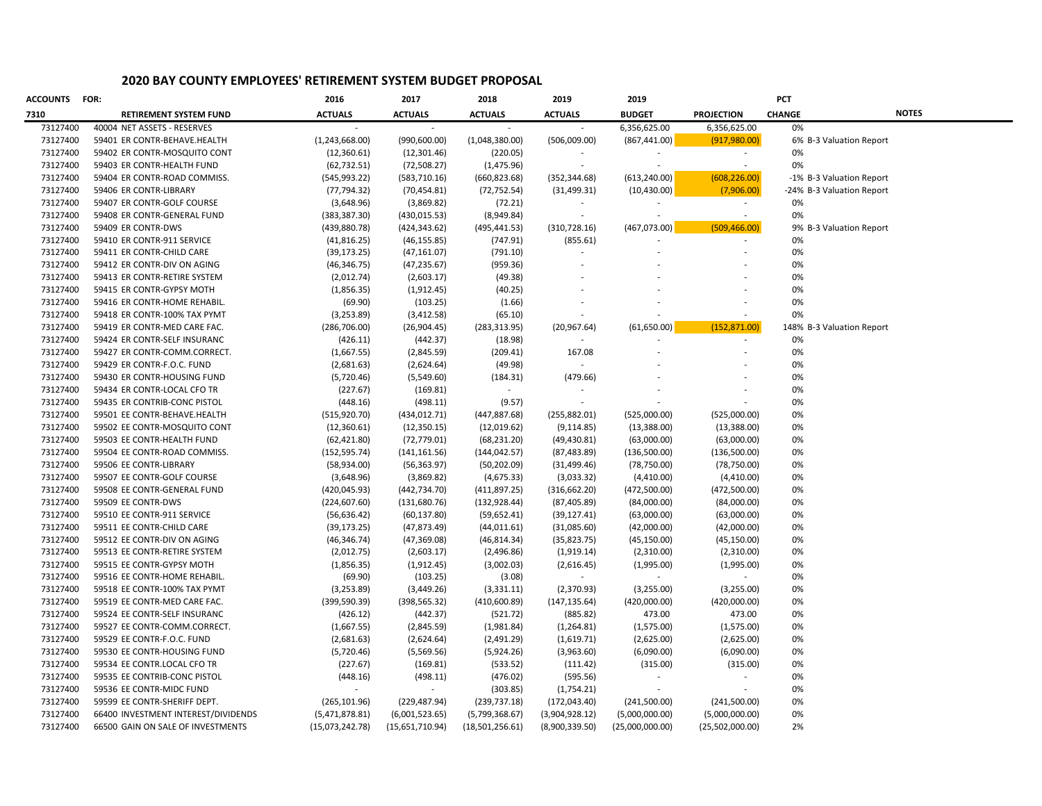## 2020 BAY COUNTY EMPLOYEES' RETIREMENT SYSTEM BUDGET PROPOSAL

| ACCOUNTS | FOR: | 2016 | 2017 | 2018 | 2019 | 2019 | | PCT | |
|---|---|---|---|---|---|---|---|---|---|
| 7310 | RETIREMENT SYSTEM FUND | ACTUALS | ACTUALS | ACTUALS | ACTUALS | BUDGET | PROJECTION | CHANGE | NOTES |
| 73127400 | 40004 NET ASSETS - RESERVES | - | - | - | - | 6,356,625.00 | 6,356,625.00 | 0% | |
| 73127400 | 59401 ER CONTR-BEHAVE.HEALTH | (1,243,668.00) | (990,600.00) | (1,048,380.00) | (506,009.00) | (867,441.00) | (917,980.00) | 6% | B-3 Valuation Report |
| 73127400 | 59402 ER CONTR-MOSQUITO CONT | (12,360.61) | (12,301.46) | (220.05) | - | - | - | 0% | |
| 73127400 | 59403 ER CONTR-HEALTH FUND | (62,732.51) | (72,508.27) | (1,475.96) | - | - | - | 0% | |
| 73127400 | 59404 ER CONTR-ROAD COMMISS. | (545,993.22) | (583,710.16) | (660,823.68) | (352,344.68) | (613,240.00) | (608,226.00) | -1% | B-3 Valuation Report |
| 73127400 | 59406 ER CONTR-LIBRARY | (77,794.32) | (70,454.81) | (72,752.54) | (31,499.31) | (10,430.00) | (7,906.00) | -24% | B-3 Valuation Report |
| 73127400 | 59407 ER CONTR-GOLF COURSE | (3,648.96) | (3,869.82) | (72.21) | - | - | - | 0% | |
| 73127400 | 59408 ER CONTR-GENERAL FUND | (383,387.30) | (430,015.53) | (8,949.84) | - | - | - | 0% | |
| 73127400 | 59409 ER CONTR-DWS | (439,880.78) | (424,343.62) | (495,441.53) | (310,728.16) | (467,073.00) | (509,466.00) | 9% | B-3 Valuation Report |
| 73127400 | 59410 ER CONTR-911 SERVICE | (41,816.25) | (46,155.85) | (747.91) | (855.61) | - | - | 0% | |
| 73127400 | 59411 ER CONTR-CHILD CARE | (39,173.25) | (47,161.07) | (791.10) | - | - | - | 0% | |
| 73127400 | 59412 ER CONTR-DIV ON AGING | (46,346.75) | (47,235.67) | (959.36) | - | - | - | 0% | |
| 73127400 | 59413 ER CONTR-RETIRE SYSTEM | (2,012.74) | (2,603.17) | (49.38) | - | - | - | 0% | |
| 73127400 | 59415 ER CONTR-GYPSY MOTH | (1,856.35) | (1,912.45) | (40.25) | - | - | - | 0% | |
| 73127400 | 59416 ER CONTR-HOME REHABIL. | (69.90) | (103.25) | (1.66) | - | - | - | 0% | |
| 73127400 | 59418 ER CONTR-100% TAX PYMT | (3,253.89) | (3,412.58) | (65.10) | - | - | - | 0% | |
| 73127400 | 59419 ER CONTR-MED CARE FAC. | (286,706.00) | (26,904.45) | (283,313.95) | (20,967.64) | (61,650.00) | (152,871.00) | 148% | B-3 Valuation Report |
| 73127400 | 59424 ER CONTR-SELF INSURANC | (426.11) | (442.37) | (18.98) | - | - | - | 0% | |
| 73127400 | 59427 ER CONTR-COMM.CORRECT. | (1,667.55) | (2,845.59) | (209.41) | 167.08 | - | - | 0% | |
| 73127400 | 59429 ER CONTR-F.O.C. FUND | (2,681.63) | (2,624.64) | (49.98) | - | - | - | 0% | |
| 73127400 | 59430 ER CONTR-HOUSING FUND | (5,720.46) | (5,549.60) | (184.31) | (479.66) | - | - | 0% | |
| 73127400 | 59434 ER CONTR-LOCAL CFO TR | (227.67) | (169.81) | - | - | - | - | 0% | |
| 73127400 | 59435 ER CONTRIB-CONC PISTOL | (448.16) | (498.11) | (9.57) | - | - | - | 0% | |
| 73127400 | 59501 EE CONTR-BEHAVE.HEALTH | (515,920.70) | (434,012.71) | (447,887.68) | (255,882.01) | (525,000.00) | (525,000.00) | 0% | |
| 73127400 | 59502 EE CONTR-MOSQUITO CONT | (12,360.61) | (12,350.15) | (12,019.62) | (9,114.85) | (13,388.00) | (13,388.00) | 0% | |
| 73127400 | 59503 EE CONTR-HEALTH FUND | (62,421.80) | (72,779.01) | (68,231.20) | (49,430.81) | (63,000.00) | (63,000.00) | 0% | |
| 73127400 | 59504 EE CONTR-ROAD COMMISS. | (152,595.74) | (141,161.56) | (144,042.57) | (87,483.89) | (136,500.00) | (136,500.00) | 0% | |
| 73127400 | 59506 EE CONTR-LIBRARY | (58,934.00) | (56,363.97) | (50,202.09) | (31,499.46) | (78,750.00) | (78,750.00) | 0% | |
| 73127400 | 59507 EE CONTR-GOLF COURSE | (3,648.96) | (3,869.82) | (4,675.33) | (3,033.32) | (4,410.00) | (4,410.00) | 0% | |
| 73127400 | 59508 EE CONTR-GENERAL FUND | (420,045.93) | (442,734.70) | (411,897.25) | (316,662.20) | (472,500.00) | (472,500.00) | 0% | |
| 73127400 | 59509 EE CONTR-DWS | (224,607.60) | (131,680.76) | (132,928.44) | (87,405.89) | (84,000.00) | (84,000.00) | 0% | |
| 73127400 | 59510 EE CONTR-911 SERVICE | (56,636.42) | (60,137.80) | (59,652.41) | (39,127.41) | (63,000.00) | (63,000.00) | 0% | |
| 73127400 | 59511 EE CONTR-CHILD CARE | (39,173.25) | (47,873.49) | (44,011.61) | (31,085.60) | (42,000.00) | (42,000.00) | 0% | |
| 73127400 | 59512 EE CONTR-DIV ON AGING | (46,346.74) | (47,369.08) | (46,814.34) | (35,823.75) | (45,150.00) | (45,150.00) | 0% | |
| 73127400 | 59513 EE CONTR-RETIRE SYSTEM | (2,012.75) | (2,603.17) | (2,496.86) | (1,919.14) | (2,310.00) | (2,310.00) | 0% | |
| 73127400 | 59515 EE CONTR-GYPSY MOTH | (1,856.35) | (1,912.45) | (3,002.03) | (2,616.45) | (1,995.00) | (1,995.00) | 0% | |
| 73127400 | 59516 EE CONTR-HOME REHABIL. | (69.90) | (103.25) | (3.08) | - | - | - | 0% | |
| 73127400 | 59518 EE CONTR-100% TAX PYMT | (3,253.89) | (3,449.26) | (3,331.11) | (2,370.93) | (3,255.00) | (3,255.00) | 0% | |
| 73127400 | 59519 EE CONTR-MED CARE FAC. | (399,590.39) | (398,565.32) | (410,600.89) | (147,135.64) | (420,000.00) | (420,000.00) | 0% | |
| 73127400 | 59524 EE CONTR-SELF INSURANC | (426.12) | (442.37) | (521.72) | (885.82) | 473.00 | 473.00 | 0% | |
| 73127400 | 59527 EE CONTR-COMM.CORRECT. | (1,667.55) | (2,845.59) | (1,981.84) | (1,264.81) | (1,575.00) | (1,575.00) | 0% | |
| 73127400 | 59529 EE CONTR-F.O.C. FUND | (2,681.63) | (2,624.64) | (2,491.29) | (1,619.71) | (2,625.00) | (2,625.00) | 0% | |
| 73127400 | 59530 EE CONTR-HOUSING FUND | (5,720.46) | (5,569.56) | (5,924.26) | (3,963.60) | (6,090.00) | (6,090.00) | 0% | |
| 73127400 | 59534 EE CONTR.LOCAL CFO TR | (227.67) | (169.81) | (533.52) | (111.42) | (315.00) | (315.00) | 0% | |
| 73127400 | 59535 EE CONTRIB-CONC PISTOL | (448.16) | (498.11) | (476.02) | (595.56) | - | - | 0% | |
| 73127400 | 59536 EE CONTR-MIDC FUND | - | - | (303.85) | (1,754.21) | - | - | 0% | |
| 73127400 | 59599 EE CONTR-SHERIFF DEPT. | (265,101.96) | (229,487.94) | (239,737.18) | (172,043.40) | (241,500.00) | (241,500.00) | 0% | |
| 73127400 | 66400 INVESTMENT INTEREST/DIVIDENDS | (5,471,878.81) | (6,001,523.65) | (5,799,368.67) | (3,904,928.12) | (5,000,000.00) | (5,000,000.00) | 0% | |
| 73127400 | 66500 GAIN ON SALE OF INVESTMENTS | (15,073,242.78) | (15,651,710.94) | (18,501,256.61) | (8,900,339.50) | (25,000,000.00) | (25,502,000.00) | 2% | |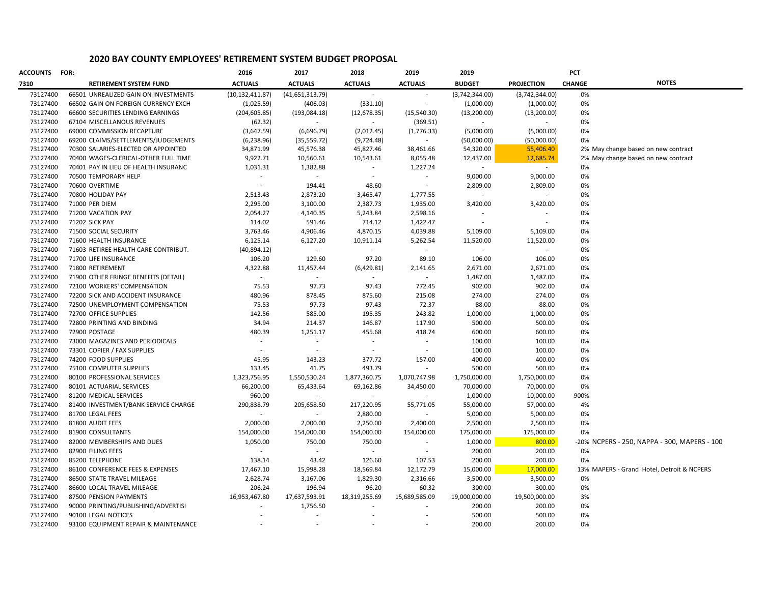## 2020 BAY COUNTY EMPLOYEES' RETIREMENT SYSTEM BUDGET PROPOSAL

| ACCOUNTS | FOR: | 2016 | 2017 | 2018 | 2019 | 2019 | | PCT | |
|---|---|---|---|---|---|---|---|---|---|
| 7310 | RETIREMENT SYSTEM FUND | ACTUALS | ACTUALS | ACTUALS | ACTUALS | BUDGET | PROJECTION | CHANGE | NOTES |
| 73127400 | 66501 UNREALIZED GAIN ON INVESTMENTS | (10,132,411.87) | (41,651,313.79) | - | - | (3,742,344.00) | (3,742,344.00) | 0% | |
| 73127400 | 66502 GAIN ON FOREIGN CURRENCY EXCH | (1,025.59) | (406.03) | (331.10) | - | (1,000.00) | (1,000.00) | 0% | |
| 73127400 | 66600 SECURITIES LENDING EARNINGS | (204,605.85) | (193,084.18) | (12,678.35) | (15,540.30) | (13,200.00) | (13,200.00) | 0% | |
| 73127400 | 67104 MISCELLANOUS REVENUES | (62.32) | - | - | (369.51) | - | - | 0% | |
| 73127400 | 69000 COMMISSION RECAPTURE | (3,647.59) | (6,696.79) | (2,012.45) | (1,776.33) | (5,000.00) | (5,000.00) | 0% | |
| 73127400 | 69200 CLAIMS/SETTLEMENTS/JUDGEMENTS | (6,238.96) | (35,559.72) | (9,724.48) | - | (50,000.00) | (50,000.00) | 0% | |
| 73127400 | 70300 SALARIES-ELECTED OR APPOINTED | 34,871.99 | 45,576.38 | 45,827.46 | 38,461.66 | 54,320.00 | 55,406.40 | 2% | May change based on new contract |
| 73127400 | 70400 WAGES-CLERICAL-OTHER FULL TIME | 9,922.71 | 10,560.61 | 10,543.61 | 8,055.48 | 12,437.00 | 12,685.74 | 2% | May change based on new contract |
| 73127400 | 70401 PAY IN LIEU OF HEALTH INSURANC | 1,031.31 | 1,382.88 | - | 1,227.24 | - | - | 0% | |
| 73127400 | 70500 TEMPORARY HELP | - | - | - | - | 9,000.00 | 9,000.00 | 0% | |
| 73127400 | 70600 OVERTIME | - | 194.41 | 48.60 | - | 2,809.00 | 2,809.00 | 0% | |
| 73127400 | 70800 HOLIDAY PAY | 2,513.43 | 2,873.20 | 3,465.47 | 1,777.55 | - | - | 0% | |
| 73127400 | 71000 PER DIEM | 2,295.00 | 3,100.00 | 2,387.73 | 1,935.00 | 3,420.00 | 3,420.00 | 0% | |
| 73127400 | 71200 VACATION PAY | 2,054.27 | 4,140.35 | 5,243.84 | 2,598.16 | - | - | 0% | |
| 73127400 | 71202 SICK PAY | 114.02 | 591.46 | 714.12 | 1,422.47 | - | - | 0% | |
| 73127400 | 71500 SOCIAL SECURITY | 3,763.46 | 4,906.46 | 4,870.15 | 4,039.88 | 5,109.00 | 5,109.00 | 0% | |
| 73127400 | 71600 HEALTH INSURANCE | 6,125.14 | 6,127.20 | 10,911.14 | 5,262.54 | 11,520.00 | 11,520.00 | 0% | |
| 73127400 | 71603 RETIREE HEALTH CARE CONTRIBUT. | (40,894.12) | - | - | - | - | - | 0% | |
| 73127400 | 71700 LIFE INSURANCE | 106.20 | 129.60 | 97.20 | 89.10 | 106.00 | 106.00 | 0% | |
| 73127400 | 71800 RETIREMENT | 4,322.88 | 11,457.44 | (6,429.81) | 2,141.65 | 2,671.00 | 2,671.00 | 0% | |
| 73127400 | 71900 OTHER FRINGE BENEFITS (DETAIL) | - | - | - | - | 1,487.00 | 1,487.00 | 0% | |
| 73127400 | 72100 WORKERS' COMPENSATION | 75.53 | 97.73 | 97.43 | 772.45 | 902.00 | 902.00 | 0% | |
| 73127400 | 72200 SICK AND ACCIDENT INSURANCE | 480.96 | 878.45 | 875.60 | 215.08 | 274.00 | 274.00 | 0% | |
| 73127400 | 72500 UNEMPLOYMENT COMPENSATION | 75.53 | 97.73 | 97.43 | 72.37 | 88.00 | 88.00 | 0% | |
| 73127400 | 72700 OFFICE SUPPLIES | 142.56 | 585.00 | 195.35 | 243.82 | 1,000.00 | 1,000.00 | 0% | |
| 73127400 | 72800 PRINTING AND BINDING | 34.94 | 214.37 | 146.87 | 117.90 | 500.00 | 500.00 | 0% | |
| 73127400 | 72900 POSTAGE | 480.39 | 1,251.17 | 455.68 | 418.74 | 600.00 | 600.00 | 0% | |
| 73127400 | 73000 MAGAZINES AND PERIODICALS | - | - | - | - | 100.00 | 100.00 | 0% | |
| 73127400 | 73301 COPIER / FAX SUPPLIES | - | - | - | - | 100.00 | 100.00 | 0% | |
| 73127400 | 74200 FOOD SUPPLIES | 45.95 | 143.23 | 377.72 | 157.00 | 400.00 | 400.00 | 0% | |
| 73127400 | 75100 COMPUTER SUPPLIES | 133.45 | 41.75 | 493.79 | - | 500.00 | 500.00 | 0% | |
| 73127400 | 80100 PROFESSIONAL SERVICES | 1,323,756.95 | 1,550,530.24 | 1,877,360.75 | 1,070,747.98 | 1,750,000.00 | 1,750,000.00 | 0% | |
| 73127400 | 80101 ACTUARIAL SERVICES | 66,200.00 | 65,433.64 | 69,162.86 | 34,450.00 | 70,000.00 | 70,000.00 | 0% | |
| 73127400 | 81200 MEDICAL SERVICES | 960.00 | - | - | - | 1,000.00 | 10,000.00 | 900% | |
| 73127400 | 81400 INVESTMENT/BANK SERVICE CHARGE | 290,838.79 | 205,658.50 | 217,220.95 | 55,771.05 | 55,000.00 | 57,000.00 | 4% | |
| 73127400 | 81700 LEGAL FEES | - | - | 2,880.00 | - | 5,000.00 | 5,000.00 | 0% | |
| 73127400 | 81800 AUDIT FEES | 2,000.00 | 2,000.00 | 2,250.00 | 2,400.00 | 2,500.00 | 2,500.00 | 0% | |
| 73127400 | 81900 CONSULTANTS | 154,000.00 | 154,000.00 | 154,000.00 | 154,000.00 | 175,000.00 | 175,000.00 | 0% | |
| 73127400 | 82000 MEMBERSHIPS AND DUES | 1,050.00 | 750.00 | 750.00 | - | 1,000.00 | 800.00 | -20% | NCPERS - 250, NAPPA - 300, MAPERS - 100 |
| 73127400 | 82900 FILING FEES | - | - | - | - | 200.00 | 200.00 | 0% | |
| 73127400 | 85200 TELEPHONE | 138.14 | 43.42 | 126.60 | 107.53 | 200.00 | 200.00 | 0% | |
| 73127400 | 86100 CONFERENCE FEES & EXPENSES | 17,467.10 | 15,998.28 | 18,569.84 | 12,172.79 | 15,000.00 | 17,000.00 | 13% | MAPERS - Grand Hotel, Detroit & NCPERS |
| 73127400 | 86500 STATE TRAVEL MILEAGE | 2,628.74 | 3,167.06 | 1,829.30 | 2,316.66 | 3,500.00 | 3,500.00 | 0% | |
| 73127400 | 86600 LOCAL TRAVEL MILEAGE | 206.24 | 196.94 | 96.20 | 60.32 | 300.00 | 300.00 | 0% | |
| 73127400 | 87500 PENSION PAYMENTS | 16,953,467.80 | 17,637,593.91 | 18,319,255.69 | 15,689,585.09 | 19,000,000.00 | 19,500,000.00 | 3% | |
| 73127400 | 90000 PRINTING/PUBLISHING/ADVERTISI | - | 1,756.50 | - | - | 200.00 | 200.00 | 0% | |
| 73127400 | 90100 LEGAL NOTICES | - | - | - | - | 500.00 | 500.00 | 0% | |
| 73127400 | 93100 EQUIPMENT REPAIR & MAINTENANCE | - | - | - | - | 200.00 | 200.00 | 0% | |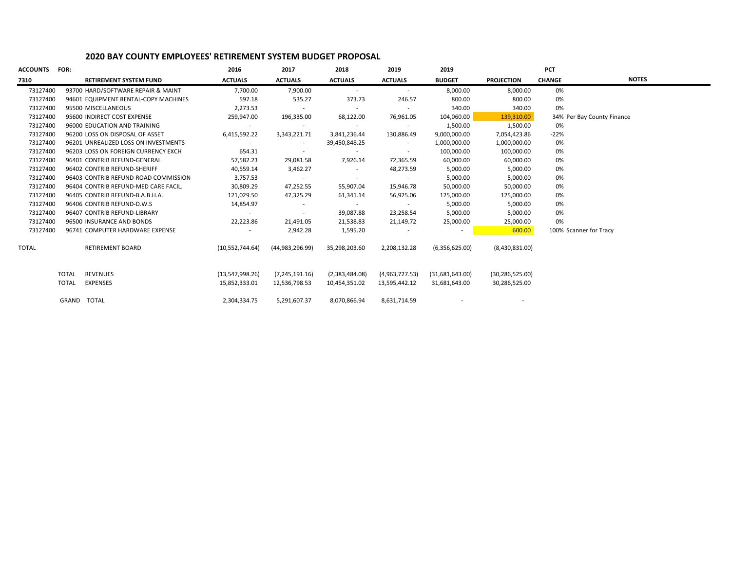## 2020 BAY COUNTY EMPLOYEES' RETIREMENT SYSTEM BUDGET PROPOSAL

| ACCOUNTS | FOR: | 2016 | 2017 | 2018 | 2019 | 2019 | | PCT | |
|---|---|---|---|---|---|---|---|---|---|
| 7310 | RETIREMENT SYSTEM FUND | ACTUALS | ACTUALS | ACTUALS | ACTUALS | BUDGET | PROJECTION | CHANGE | NOTES |
| 73127400 | 93700 HARD/SOFTWARE REPAIR & MAINT | 7,700.00 | 7,900.00 | - | - | 8,000.00 | 8,000.00 | 0% | |
| 73127400 | 94601 EQUIPMENT RENTAL-COPY MACHINES | 597.18 | 535.27 | 373.73 | 246.57 | 800.00 | 800.00 | 0% | |
| 73127400 | 95500 MISCELLANEOUS | 2,273.53 | - | - | - | 340.00 | 340.00 | 0% | |
| 73127400 | 95600 INDIRECT COST EXPENSE | 259,947.00 | 196,335.00 | 68,122.00 | 76,961.05 | 104,060.00 | 139,310.00 | 34% | Per Bay County Finance |
| 73127400 | 96000 EDUCATION AND TRAINING | - | - | - | - | 1,500.00 | 1,500.00 | 0% | |
| 73127400 | 96200 LOSS ON DISPOSAL OF ASSET | 6,415,592.22 | 3,343,221.71 | 3,841,236.44 | 130,886.49 | 9,000,000.00 | 7,054,423.86 | -22% | |
| 73127400 | 96201 UNREALIZED LOSS ON INVESTMENTS | - | - | 39,450,848.25 | - | 1,000,000.00 | 1,000,000.00 | 0% | |
| 73127400 | 96203 LOSS ON FOREIGN CURRENCY EXCH | 654.31 | - | - | - | 100,000.00 | 100,000.00 | 0% | |
| 73127400 | 96401 CONTRIB REFUND-GENERAL | 57,582.23 | 29,081.58 | 7,926.14 | 72,365.59 | 60,000.00 | 60,000.00 | 0% | |
| 73127400 | 96402 CONTRIB REFUND-SHERIFF | 40,559.14 | 3,462.27 | - | 48,273.59 | 5,000.00 | 5,000.00 | 0% | |
| 73127400 | 96403 CONTRIB REFUND-ROAD COMMISSION | 3,757.53 | - | - | - | 5,000.00 | 5,000.00 | 0% | |
| 73127400 | 96404 CONTRIB REFUND-MED CARE FACIL. | 30,809.29 | 47,252.55 | 55,907.04 | 15,946.78 | 50,000.00 | 50,000.00 | 0% | |
| 73127400 | 96405 CONTRIB REFUND-B.A.B.H.A. | 121,029.50 | 47,325.29 | 61,341.14 | 56,925.06 | 125,000.00 | 125,000.00 | 0% | |
| 73127400 | 96406 CONTRIB REFUND-D.W.S | 14,854.97 | - | - | - | 5,000.00 | 5,000.00 | 0% | |
| 73127400 | 96407 CONTRIB REFUND-LIBRARY | - | - | 39,087.88 | 23,258.54 | 5,000.00 | 5,000.00 | 0% | |
| 73127400 | 96500 INSURANCE AND BONDS | 22,223.86 | 21,491.05 | 21,538.83 | 21,149.72 | 25,000.00 | 25,000.00 | 0% | |
| 73127400 | 96741 COMPUTER HARDWARE EXPENSE | - | 2,942.28 | 1,595.20 | - | - | 600.00 | 100% | Scanner for Tracy |
| TOTAL | RETIREMENT BOARD | (10,552,744.64) | (44,983,296.99) | 35,298,203.60 | 2,208,132.28 | (6,356,625.00) | (8,430,831.00) | | |
| | TOTAL REVENUES | (13,547,998.26) | (7,245,191.16) | (2,383,484.08) | (4,963,727.53) | (31,681,643.00) | (30,286,525.00) | | |
| | TOTAL EXPENSES | 15,852,333.01 | 12,536,798.53 | 10,454,351.02 | 13,595,442.12 | 31,681,643.00 | 30,286,525.00 | | |
| | GRAND TOTAL | 2,304,334.75 | 5,291,607.37 | 8,070,866.94 | 8,631,714.59 | - | - | | |